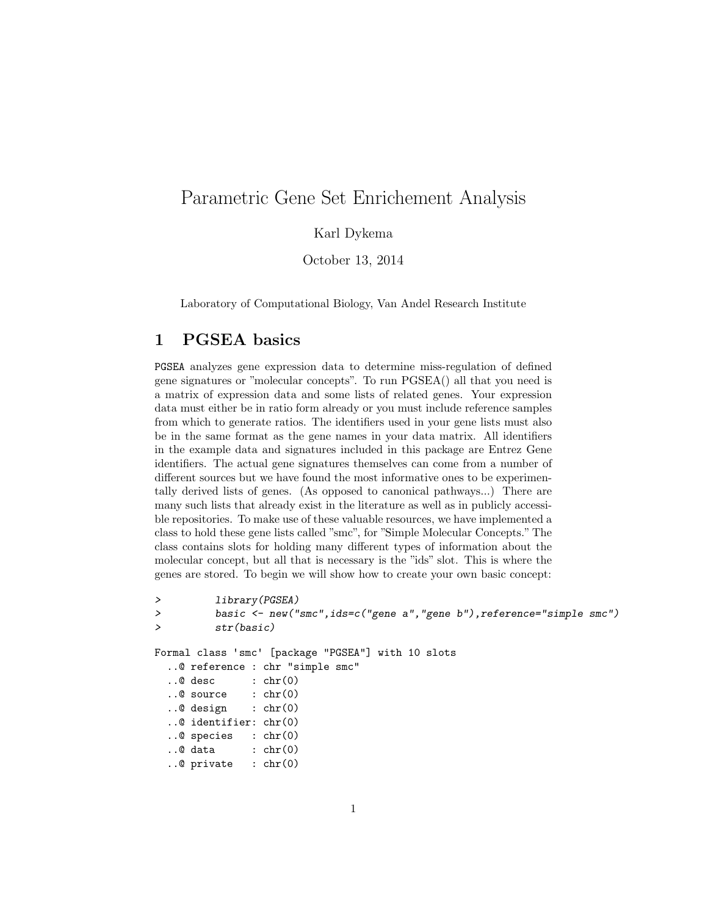# Parametric Gene Set Enrichement Analysis

Karl Dykema

October 13, 2014

Laboratory of Computational Biology, Van Andel Research Institute

## 1 PGSEA basics

PGSEA analyzes gene expression data to determine miss-regulation of defined gene signatures or "molecular concepts". To run PGSEA() all that you need is a matrix of expression data and some lists of related genes. Your expression data must either be in ratio form already or you must include reference samples from which to generate ratios. The identifiers used in your gene lists must also be in the same format as the gene names in your data matrix. All identifiers in the example data and signatures included in this package are Entrez Gene identifiers. The actual gene signatures themselves can come from a number of different sources but we have found the most informative ones to be experimentally derived lists of genes. (As opposed to canonical pathways...) There are many such lists that already exist in the literature as well as in publicly accessible repositories. To make use of these valuable resources, we have implemented a class to hold these gene lists called "smc", for "Simple Molecular Concepts." The class contains slots for holding many different types of information about the molecular concept, but all that is necessary is the "ids" slot. This is where the genes are stored. To begin we will show how to create your own basic concept:

```
>         library(PGSEA)
>         basic <- new("smc",ids=c("gene a","gene b"),reference="simple smc")
>         str(basic)
```

```
Formal class 'smc' [package "PGSEA"] with 10 slots
  ..@ reference : chr "simple smc"
  ..@ desc      : chr(0)
  ..@ source    : chr(0)
  ..@ design    : chr(0)
  ..@ identifier: chr(0)
  ..@ species   : chr(0)
  ..@ data      : chr(0)
  ..@ private   : chr(0)
```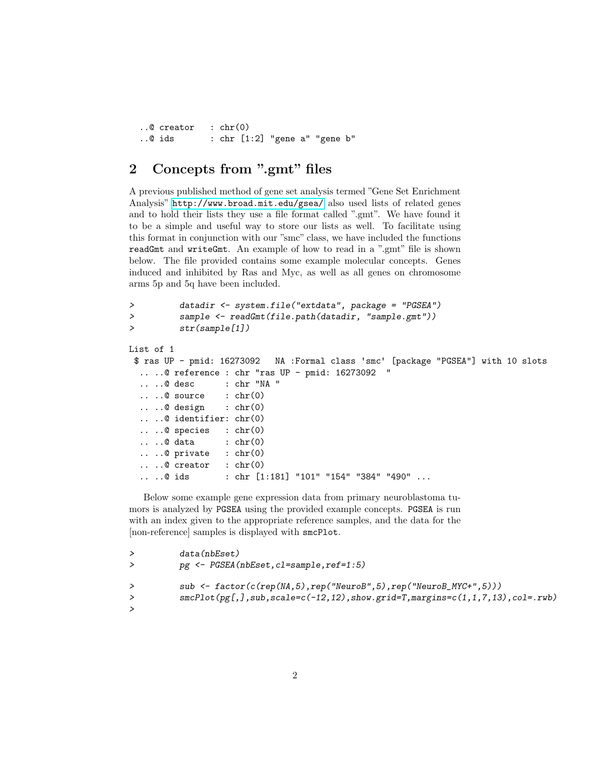```
  ..@ creator   : chr(0)
  ..@ ids       : chr [1:2] "gene a" "gene b"
```

## 2 Concepts from ".gmt" files

A previous published method of gene set analysis termed "Gene Set Enrichment Analysis" http://www.broad.mit.edu/gsea/ also used lists of related genes and to hold their lists they use a file format called ".gmt". We have found it to be a simple and useful way to store our lists as well. To facilitate using this format in conjunction with our "smc" class, we have included the functions `readGmt` and `writeGmt`. An example of how to read in a ".gmt" file is shown below. The file provided contains some example molecular concepts. Genes induced and inhibited by Ras and Myc, as well as all genes on chromosome arms 5p and 5q have been included.

```
>         datadir <- system.file("extdata", package = "PGSEA")
>         sample <- readGmt(file.path(datadir, "sample.gmt"))
>         str(sample[1])

List of 1
 $ ras UP - pmid: 16273092   NA :Formal class 'smc' [package "PGSEA"] with 10 slots
  .. ..@ reference : chr "ras UP - pmid: 16273092  "
  .. ..@ desc      : chr "NA "
  .. ..@ source    : chr(0)
  .. ..@ design    : chr(0)
  .. ..@ identifier: chr(0)
  .. ..@ species   : chr(0)
  .. ..@ data      : chr(0)
  .. ..@ private   : chr(0)
  .. ..@ creator   : chr(0)
  .. ..@ ids       : chr [1:181] "101" "154" "384" "490" ...
```

Below some example gene expression data from primary neuroblastoma tumors is analyzed by `PGSEA` using the provided example concepts. `PGSEA` is run with an index given to the appropriate reference samples, and the data for the [non-reference] samples is displayed with `smcPlot`.

```
>         data(nbEset)
>         pg <- PGSEA(nbEset,cl=sample,ref=1:5)

>         sub <- factor(c(rep(NA,5),rep("NeuroB",5),rep("NeuroB_MYC+",5)))
>         smcPlot(pg[,],sub,scale=c(-12,12),show.grid=T,margins=c(1,1,7,13),col=.rwb)
>
```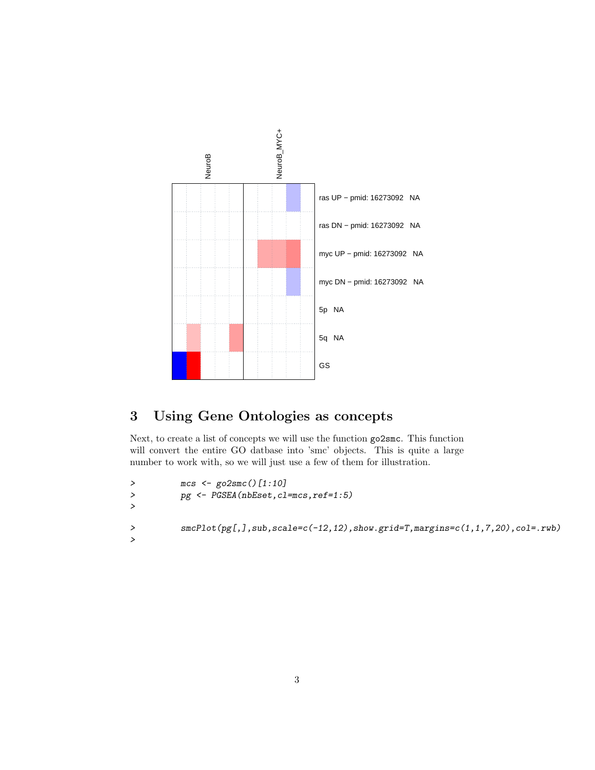## 3 Using Gene Ontologies as concepts

Next, to create a list of concepts we will use the function go2smc. This function will convert the entire GO datbase into 'smc' objects. This is quite a large number to work with, so we will just use a few of them for illustration.

```
>         mcs <- go2smc()[1:10]
>         pg <- PGSEA(nbEset,cl=mcs,ref=1:5)
>
>         smcPlot(pg[,],sub,scale=c(-12,12),show.grid=T,margins=c(1,1,7,20),col=.rwb)
>
```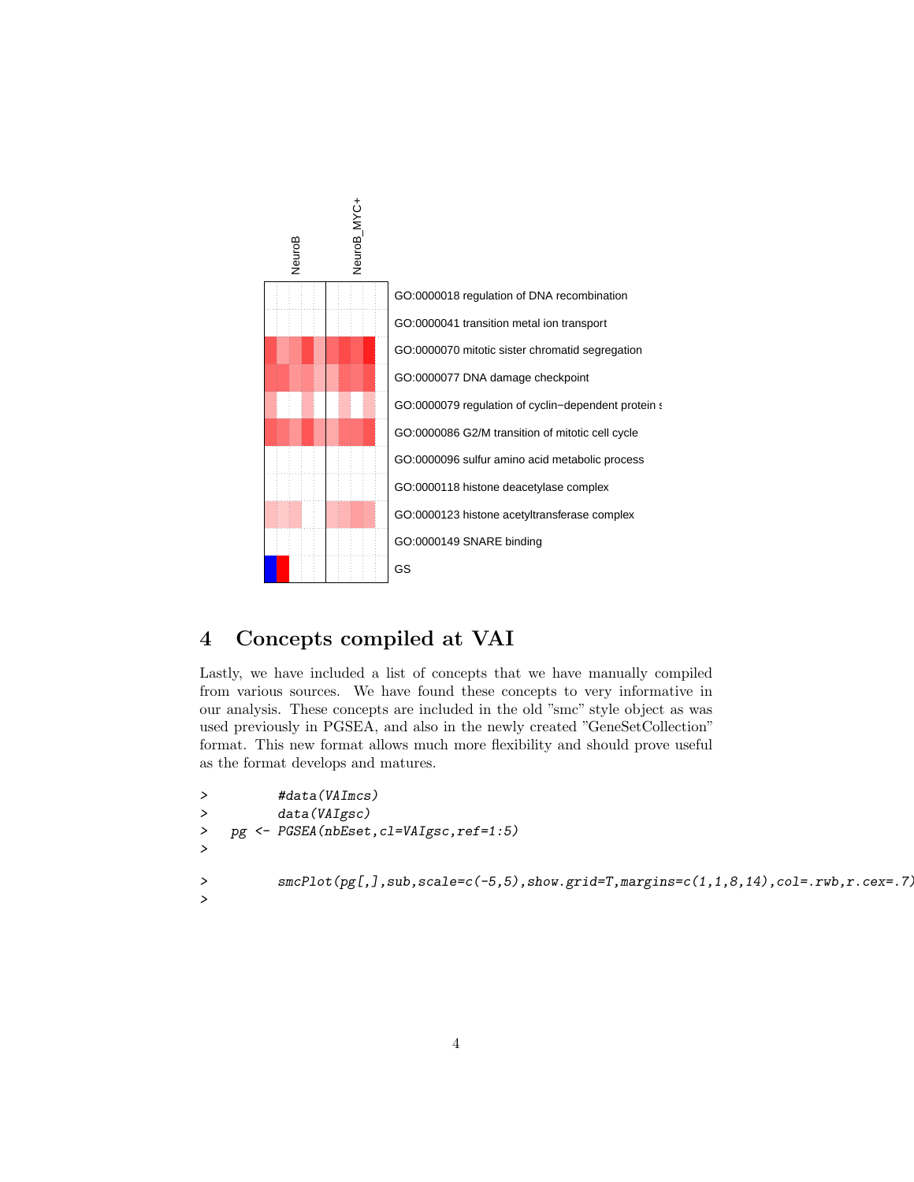NeuroB

NeuroB_MYC+

GO:0000018 regulation of DNA recombination

GO:0000041 transition metal ion transport

GO:0000070 mitotic sister chromatid segregation

GO:0000077 DNA damage checkpoint

GO:0000079 regulation of cyclin−dependent protein s

GO:0000086 G2/M transition of mitotic cell cycle

GO:0000096 sulfur amino acid metabolic process

GO:0000118 histone deacetylase complex

GO:0000123 histone acetyltransferase complex

GO:0000149 SNARE binding

GS

## 4 Concepts compiled at VAI

Lastly, we have included a list of concepts that we have manually compiled from various sources. We have found these concepts to very informative in our analysis. These concepts are included in the old "smc" style object as was used previously in PGSEA, and also in the newly created "GeneSetCollection" format. This new format allows much more flexibility and should prove useful as the format develops and matures.

```
>         #data(VAImcs)
>         data(VAIgsc)
>   pg <- PGSEA(nbEset,cl=VAIgsc,ref=1:5)
>
>         smcPlot(pg[,],sub,scale=c(-5,5),show.grid=T,margins=c(1,1,8,14),col=.rwb,r.cex=.7)
>
```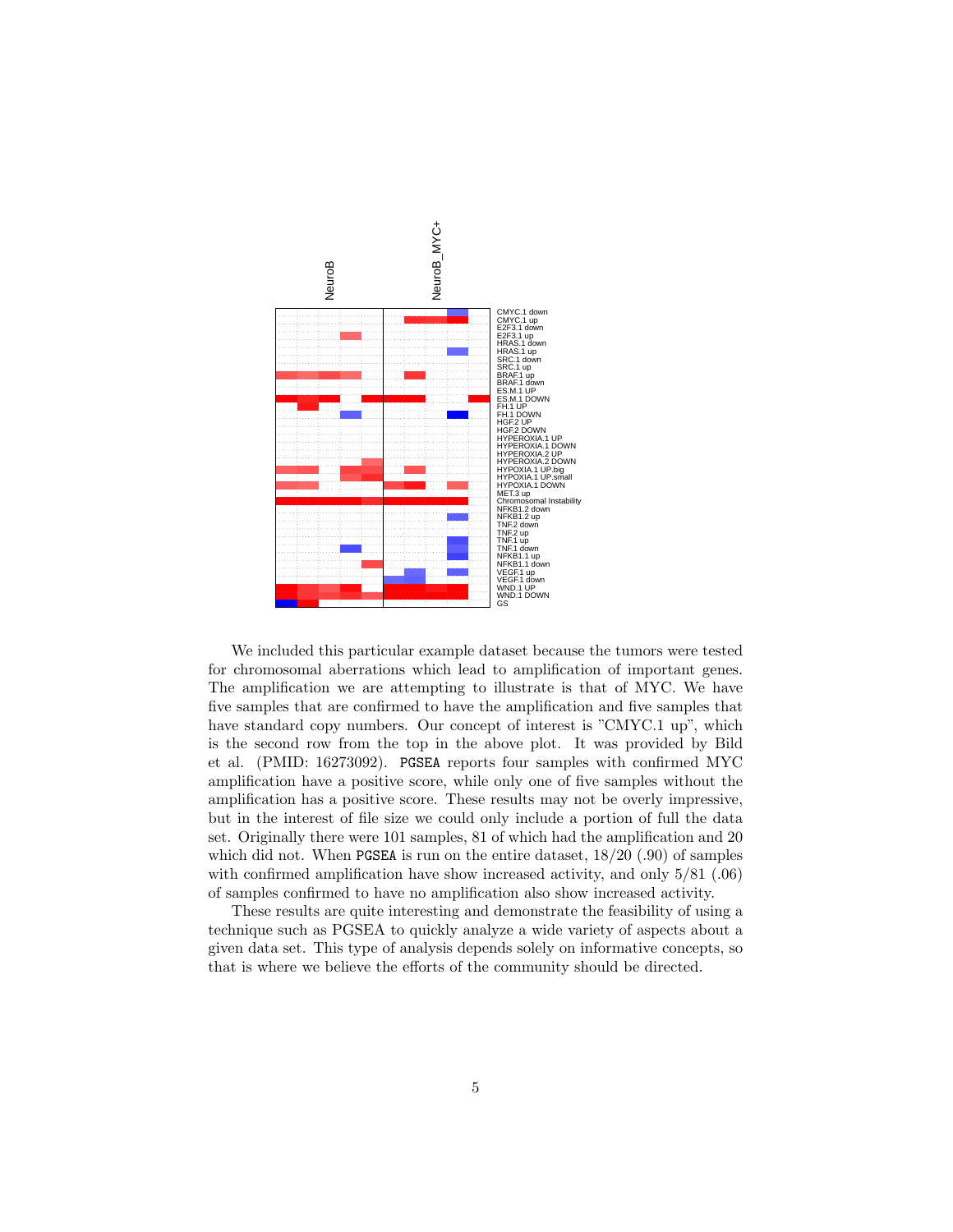NeuroB

NeuroB_MYC+

CMYC.1 down
CMYC.1 up
E2F3.1 down
E2F3.1 up
HRAS.1 down
HRAS.1 up
SRC.1 down
SRC.1 up
BRAF.1 up
BRAF.1 down
ES.M.1 UP
ES.M.1 DOWN
FH.1 UP
FH.1 DOWN
HGF.2 UP
HGF.2 DOWN
HYPEROXIA.1 UP
HYPEROXIA.1 DOWN
HYPEROXIA.2 UP
HYPEROXIA.2 DOWN
HYPOXIA.1 UP.big
HYPOXIA.1 UP.small
HYPOXIA.1 DOWN
MET.3 up
Chromosomal Instability
NFKB1.2 down
NFKB1.2 up
TNF.2 down
TNF.2 up
TNF.1 up
TNF.1 down
NFKB1.1 up
NFKB1.1 down
VEGF.1 up
VEGF.1 down
WND.1 UP
WND.1 DOWN
GS

We included this particular example dataset because the tumors were tested for chromosomal aberrations which lead to amplification of important genes. The amplification we are attempting to illustrate is that of MYC. We have five samples that are confirmed to have the amplification and five samples that have standard copy numbers. Our concept of interest is "CMYC.1 up", which is the second row from the top in the above plot. It was provided by Bild et al. (PMID: 16273092). `PGSEA` reports four samples with confirmed MYC amplification have a positive score, while only one of five samples without the amplification has a positive score. These results may not be overly impressive, but in the interest of file size we could only include a portion of full the data set. Originally there were 101 samples, 81 of which had the amplification and 20 which did not. When `PGSEA` is run on the entire dataset, 18/20 (.90) of samples with confirmed amplification have show increased activity, and only 5/81 (.06) of samples confirmed to have no amplification also show increased activity.

These results are quite interesting and demonstrate the feasibility of using a technique such as PGSEA to quickly analyze a wide variety of aspects about a given data set. This type of analysis depends solely on informative concepts, so that is where we believe the efforts of the community should be directed.